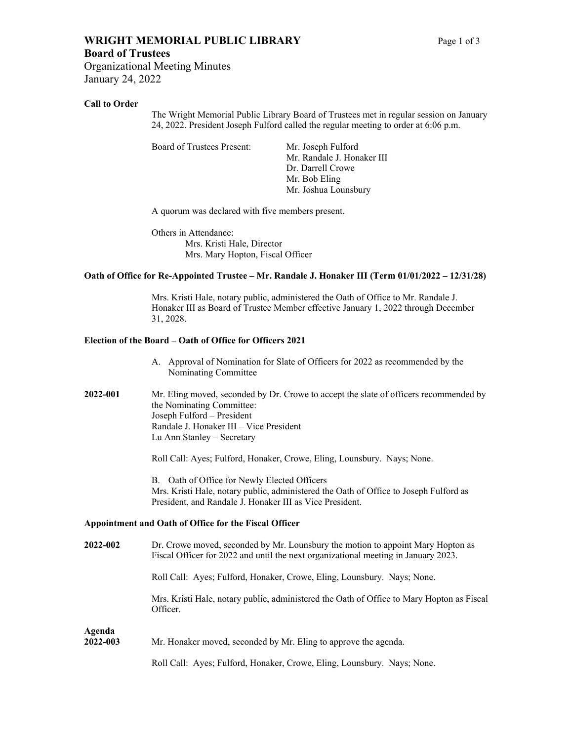# WRIGHT MEMORIAL PUBLIC LIBRARY

## Board of Trustees

Organizational Meeting Minutes
January 24, 2022

**Call to Order**

The Wright Memorial Public Library Board of Trustees met in regular session on January 24, 2022. President Joseph Fulford called the regular meeting to order at 6:06 p.m.

Board of Trustees Present:
- Mr. Joseph Fulford
- Mr. Randale J. Honaker III
- Dr. Darrell Crowe
- Mr. Bob Eling
- Mr. Joshua Lounsbury

A quorum was declared with five members present.

Others in Attendance:
- Mrs. Kristi Hale, Director
- Mrs. Mary Hopton, Fiscal Officer

**Oath of Office for Re-Appointed Trustee – Mr. Randale J. Honaker III (Term 01/01/2022 – 12/31/28)**

Mrs. Kristi Hale, notary public, administered the Oath of Office to Mr. Randale J. Honaker III as Board of Trustee Member effective January 1, 2022 through December 31, 2028.

**Election of the Board – Oath of Office for Officers 2021**

A. Approval of Nomination for Slate of Officers for 2022 as recommended by the Nominating Committee

**2022-001** Mr. Eling moved, seconded by Dr. Crowe to accept the slate of officers recommended by the Nominating Committee:
Joseph Fulford – President
Randale J. Honaker III – Vice President
Lu Ann Stanley – Secretary

Roll Call: Ayes; Fulford, Honaker, Crowe, Eling, Lounsbury. Nays; None.

B. Oath of Office for Newly Elected Officers
Mrs. Kristi Hale, notary public, administered the Oath of Office to Joseph Fulford as President, and Randale J. Honaker III as Vice President.

**Appointment and Oath of Office for the Fiscal Officer**

**2022-002** Dr. Crowe moved, seconded by Mr. Lounsbury the motion to appoint Mary Hopton as Fiscal Officer for 2022 and until the next organizational meeting in January 2023.

Roll Call: Ayes; Fulford, Honaker, Crowe, Eling, Lounsbury. Nays; None.

Mrs. Kristi Hale, notary public, administered the Oath of Office to Mary Hopton as Fiscal Officer.

**Agenda**

**2022-003** Mr. Honaker moved, seconded by Mr. Eling to approve the agenda.

Roll Call: Ayes; Fulford, Honaker, Crowe, Eling, Lounsbury. Nays; None.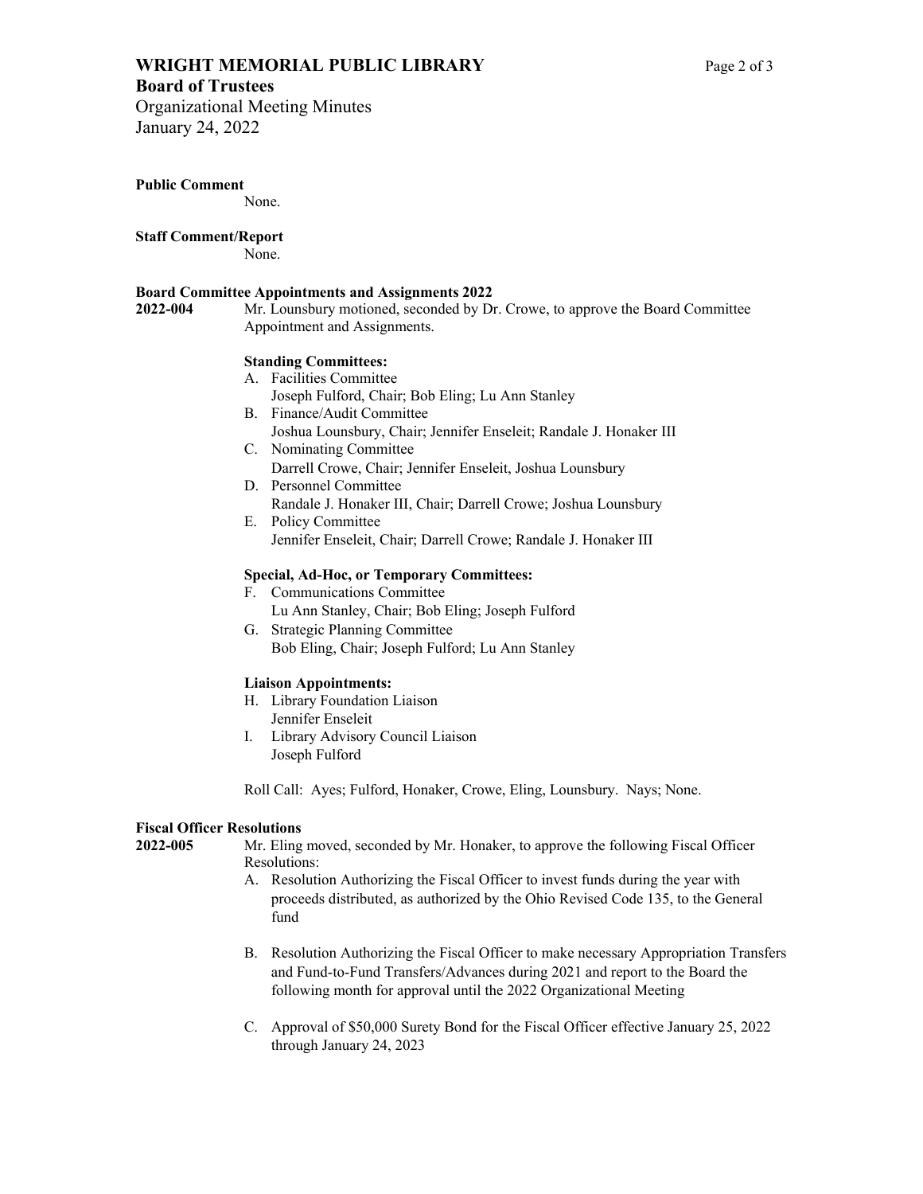**Public Comment**

None.

**Staff Comment/Report**

None.

**Board Committee Appointments and Assignments 2022**

**2022-004** Mr. Lounsbury motioned, seconded by Dr. Crowe, to approve the Board Committee Appointment and Assignments.

**Standing Committees:**

A. Facilities Committee
   Joseph Fulford, Chair; Bob Eling; Lu Ann Stanley
B. Finance/Audit Committee
   Joshua Lounsbury, Chair; Jennifer Enseleit; Randale J. Honaker III
C. Nominating Committee
   Darrell Crowe, Chair; Jennifer Enseleit, Joshua Lounsbury
D. Personnel Committee
   Randale J. Honaker III, Chair; Darrell Crowe; Joshua Lounsbury
E. Policy Committee
   Jennifer Enseleit, Chair; Darrell Crowe; Randale J. Honaker III

**Special, Ad-Hoc, or Temporary Committees:**

F. Communications Committee
   Lu Ann Stanley, Chair; Bob Eling; Joseph Fulford
G. Strategic Planning Committee
   Bob Eling, Chair; Joseph Fulford; Lu Ann Stanley

**Liaison Appointments:**

H. Library Foundation Liaison
   Jennifer Enseleit
I. Library Advisory Council Liaison
   Joseph Fulford

Roll Call: Ayes; Fulford, Honaker, Crowe, Eling, Lounsbury. Nays; None.

**Fiscal Officer Resolutions**

**2022-005** Mr. Eling moved, seconded by Mr. Honaker, to approve the following Fiscal Officer Resolutions:

A. Resolution Authorizing the Fiscal Officer to invest funds during the year with proceeds distributed, as authorized by the Ohio Revised Code 135, to the General fund

B. Resolution Authorizing the Fiscal Officer to make necessary Appropriation Transfers and Fund-to-Fund Transfers/Advances during 2021 and report to the Board the following month for approval until the 2022 Organizational Meeting

C. Approval of $50,000 Surety Bond for the Fiscal Officer effective January 25, 2022 through January 24, 2023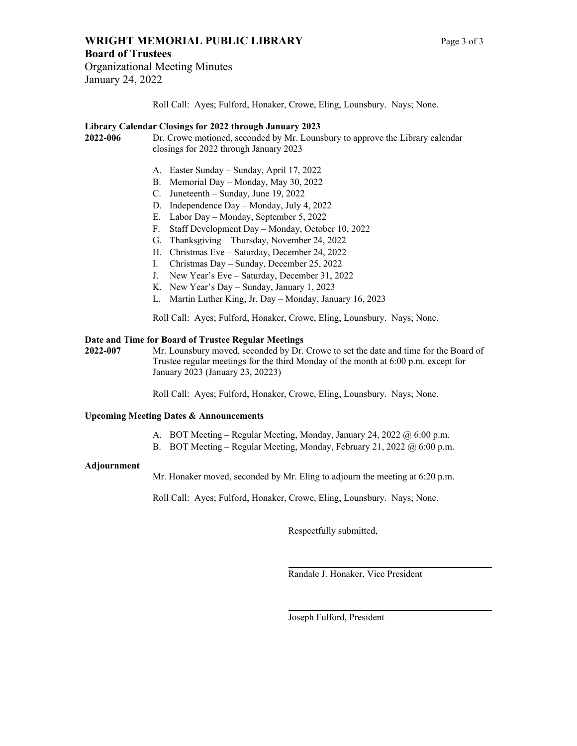# WRIGHT MEMORIAL PUBLIC LIBRARY

**Board of Trustees**

Organizational Meeting Minutes

January 24, 2022

Roll Call: Ayes; Fulford, Honaker, Crowe, Eling, Lounsbury. Nays; None.

**Library Calendar Closings for 2022 through January 2023**

**2022-006** Dr. Crowe motioned, seconded by Mr. Lounsbury to approve the Library calendar closings for 2022 through January 2023

A. Easter Sunday – Sunday, April 17, 2022
B. Memorial Day – Monday, May 30, 2022
C. Juneteenth – Sunday, June 19, 2022
D. Independence Day – Monday, July 4, 2022
E. Labor Day – Monday, September 5, 2022
F. Staff Development Day – Monday, October 10, 2022
G. Thanksgiving – Thursday, November 24, 2022
H. Christmas Eve – Saturday, December 24, 2022
I. Christmas Day – Sunday, December 25, 2022
J. New Year's Eve – Saturday, December 31, 2022
K. New Year's Day – Sunday, January 1, 2023
L. Martin Luther King, Jr. Day – Monday, January 16, 2023

Roll Call: Ayes; Fulford, Honaker, Crowe, Eling, Lounsbury. Nays; None.

**Date and Time for Board of Trustee Regular Meetings**

**2022-007** Mr. Lounsbury moved, seconded by Dr. Crowe to set the date and time for the Board of Trustee regular meetings for the third Monday of the month at 6:00 p.m. except for January 2023 (January 23, 20223)

Roll Call: Ayes; Fulford, Honaker, Crowe, Eling, Lounsbury. Nays; None.

**Upcoming Meeting Dates & Announcements**

A. BOT Meeting – Regular Meeting, Monday, January 24, 2022 @ 6:00 p.m.
B. BOT Meeting – Regular Meeting, Monday, February 21, 2022 @ 6:00 p.m.

**Adjournment**

Mr. Honaker moved, seconded by Mr. Eling to adjourn the meeting at 6:20 p.m.

Roll Call: Ayes; Fulford, Honaker, Crowe, Eling, Lounsbury. Nays; None.

Respectfully submitted,

Randale J. Honaker, Vice President

Joseph Fulford, President